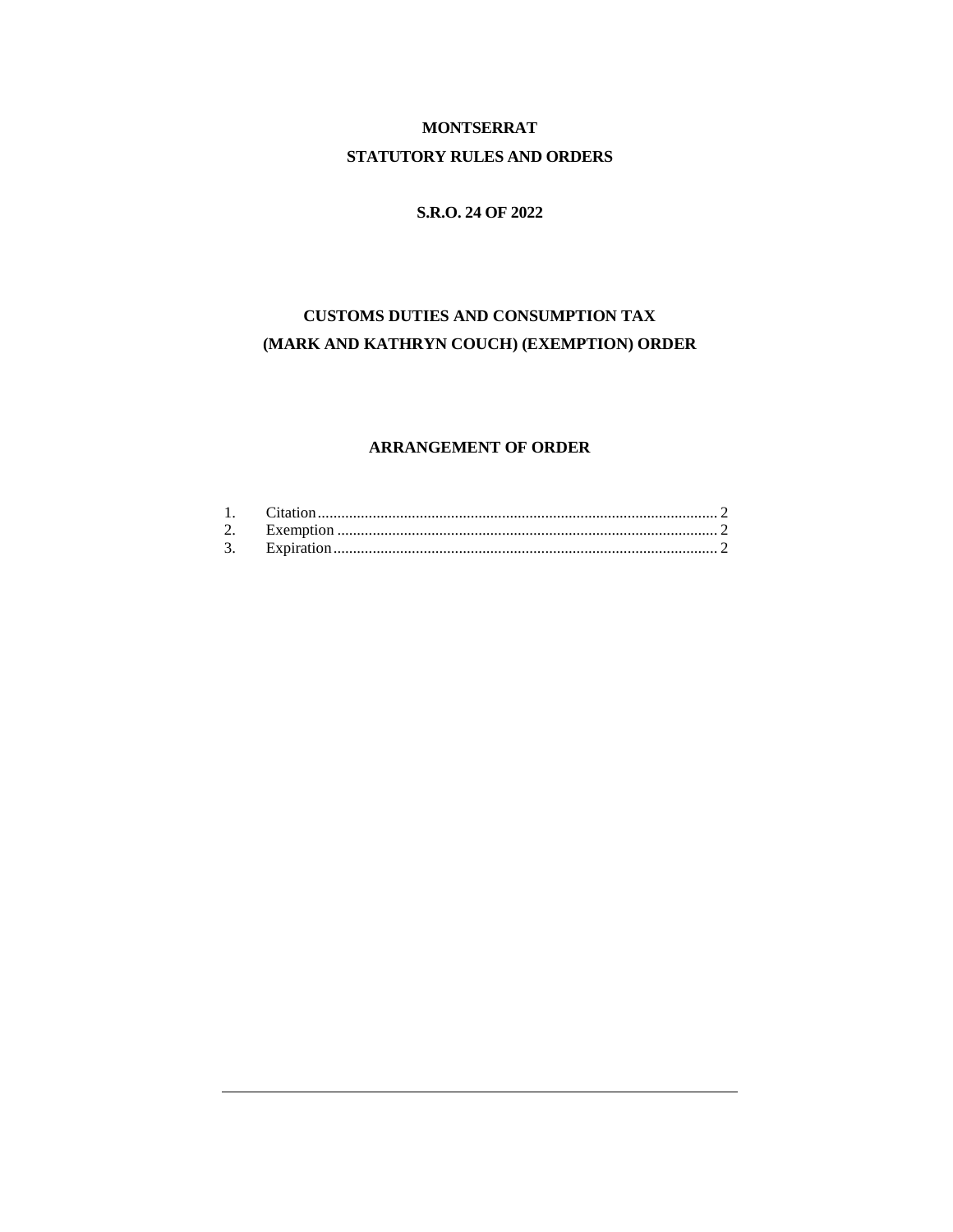**MONTSERRAT**

**STATUTORY RULES AND ORDERS**

**S.R.O. 24 OF 2022**

# CUSTOMS DUTIES AND CONSUMPTION TAX (MARK AND KATHRYN COUCH) (EXEMPTION) ORDER

## ARRANGEMENT OF ORDER

1. Citation ........................................................ 2
2. Exemption ........................................................ 2
3. Expiration ........................................................ 2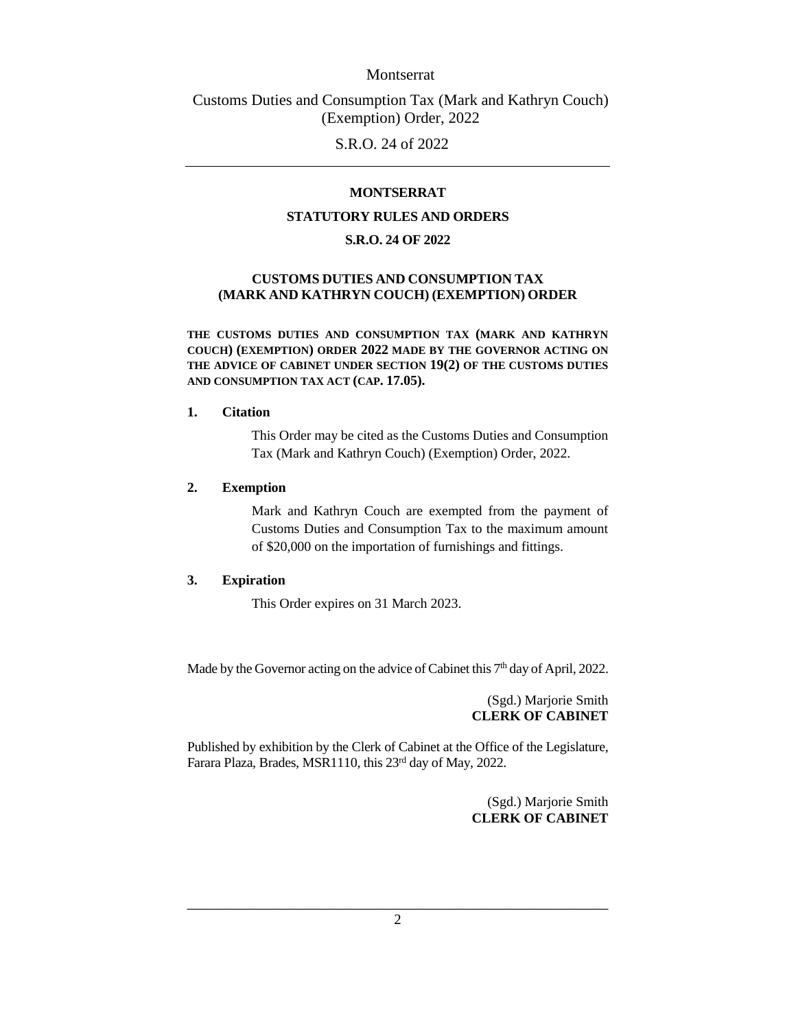**MONTSERRAT**

**STATUTORY RULES AND ORDERS**

**S.R.O. 24 OF 2022**

## CUSTOMS DUTIES AND CONSUMPTION TAX (MARK AND KATHRYN COUCH) (EXEMPTION) ORDER

**THE CUSTOMS DUTIES AND CONSUMPTION TAX (MARK AND KATHRYN COUCH) (EXEMPTION) ORDER 2022 MADE BY THE GOVERNOR ACTING ON THE ADVICE OF CABINET UNDER SECTION 19(2) OF THE CUSTOMS DUTIES AND CONSUMPTION TAX ACT (CAP. 17.05).**

**1. Citation**

This Order may be cited as the Customs Duties and Consumption Tax (Mark and Kathryn Couch) (Exemption) Order, 2022.

**2. Exemption**

Mark and Kathryn Couch are exempted from the payment of Customs Duties and Consumption Tax to the maximum amount of $20,000 on the importation of furnishings and fittings.

**3. Expiration**

This Order expires on 31 March 2023.

Made by the Governor acting on the advice of Cabinet this 7th day of April, 2022.

(Sgd.) Marjorie Smith
**CLERK OF CABINET**

Published by exhibition by the Clerk of Cabinet at the Office of the Legislature, Farara Plaza, Brades, MSR1110, this 23rd day of May, 2022.

(Sgd.) Marjorie Smith
**CLERK OF CABINET**